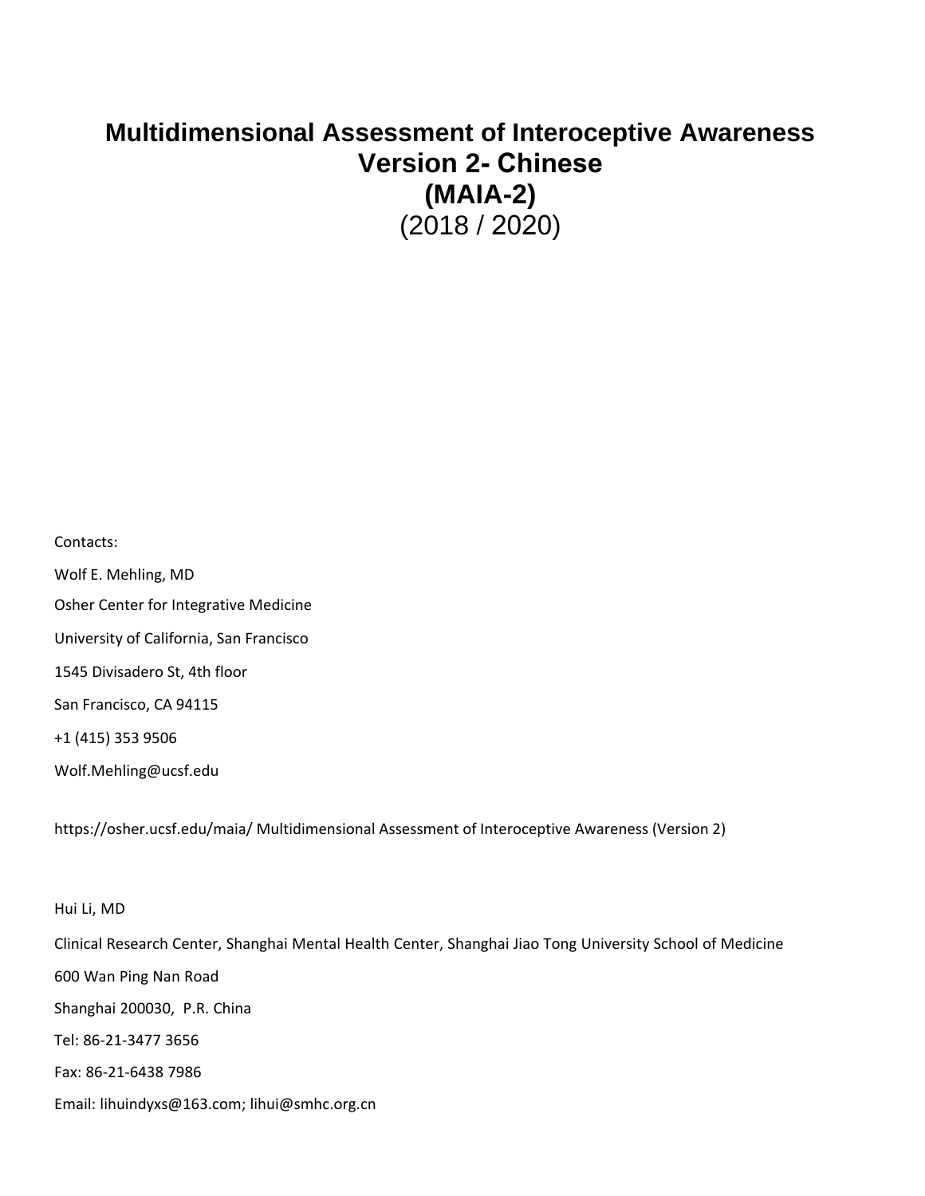# Multidimensional Assessment of Interoceptive Awareness Version 2- Chinese (MAIA-2)

(2018 / 2020)

Contacts:

Wolf E. Mehling, MD

Osher Center for Integrative Medicine

University of California, San Francisco

1545 Divisadero St, 4th floor

San Francisco, CA 94115

+1 (415) 353 9506

Wolf.Mehling@ucsf.edu

https://osher.ucsf.edu/maia/ Multidimensional Assessment of Interoceptive Awareness (Version 2)

Hui Li, MD

Clinical Research Center, Shanghai Mental Health Center, Shanghai Jiao Tong University School of Medicine

600 Wan Ping Nan Road

Shanghai 200030, P.R. China

Tel: 86-21-3477 3656

Fax: 86-21-6438 7986

Email: lihuindyxs@163.com; lihui@smhc.org.cn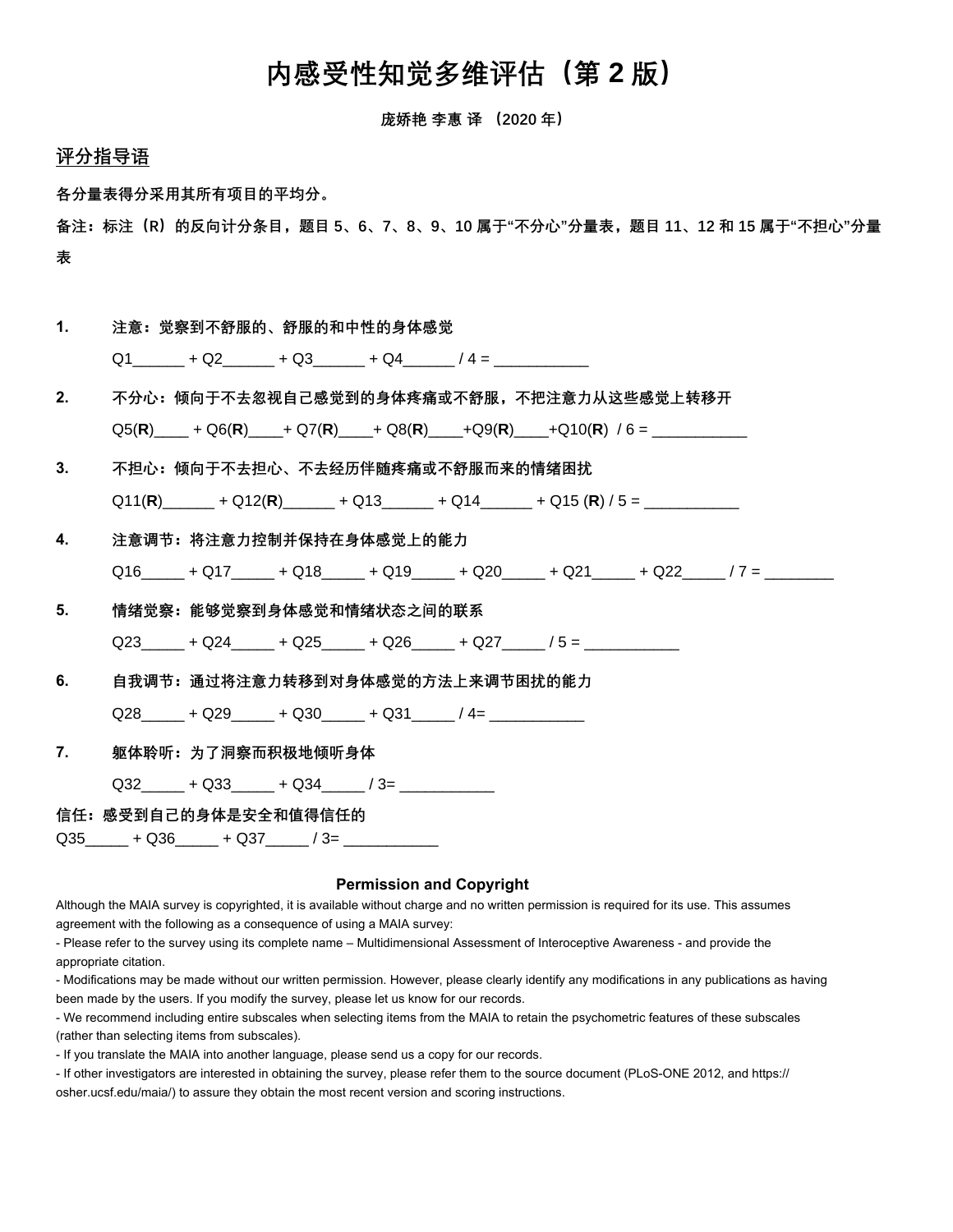# 内感受性知觉多维评估（第 2 版）

**庞娇艳 李惠 译 （2020 年）**

## 评分指导语

**各分量表得分采用其所有项目的平均分。**

**备注：标注（R）的反向计分条目，题目 5、6、7、8、9、10 属于"不分心"分量表，题目 11、12 和 15 属于"不担心"分量表**

**1. 注意：觉察到不舒服的、舒服的和中性的身体感觉**

Q1______ + Q2______ + Q3______ + Q4______ / 4 = ___________

**2. 不分心：倾向于不去忽视自己感觉到的身体疼痛或不舒服，不把注意力从这些感觉上转移开**

Q5(**R**)____ + Q6(**R**)____+ Q7(**R**)____+ Q8(**R**)____+Q9(**R**)____+Q10(**R**) / 6 = ___________

**3. 不担心：倾向于不去担心、不去经历伴随疼痛或不舒服而来的情绪困扰**

Q11(**R**)______ + Q12(**R**)______ + Q13______ + Q14______ + Q15 (**R**) / 5 = ___________

**4. 注意调节：将注意力控制并保持在身体感觉上的能力**

Q16_____ + Q17_____ + Q18_____ + Q19_____ + Q20_____ + Q21_____ + Q22_____ / 7 = ________

**5. 情绪觉察：能够觉察到身体感觉和情绪状态之间的联系**

Q23_____ + Q24_____ + Q25_____ + Q26_____ + Q27_____ / 5 = ___________

**6. 自我调节：通过将注意力转移到对身体感觉的方法上来调节困扰的能力**

Q28_____ + Q29_____ + Q30_____ + Q31_____ / 4= ___________

**7. 躯体聆听：为了洞察而积极地倾听身体**

Q32_____ + Q33_____ + Q34_____ / 3= ___________

**信任：感受到自己的身体是安全和值得信任的**

Q35_____ + Q36_____ + Q37_____ / 3= ___________

### Permission and Copyright

Although the MAIA survey is copyrighted, it is available without charge and no written permission is required for its use. This assumes agreement with the following as a consequence of using a MAIA survey:

- Please refer to the survey using its complete name – Multidimensional Assessment of Interoceptive Awareness - and provide the appropriate citation.
- Modifications may be made without our written permission. However, please clearly identify any modifications in any publications as having been made by the users. If you modify the survey, please let us know for our records.
- We recommend including entire subscales when selecting items from the MAIA to retain the psychometric features of these subscales (rather than selecting items from subscales).
- If you translate the MAIA into another language, please send us a copy for our records.
- If other investigators are interested in obtaining the survey, please refer them to the source document (PLoS-ONE 2012, and https://osher.ucsf.edu/maia/) to assure they obtain the most recent version and scoring instructions.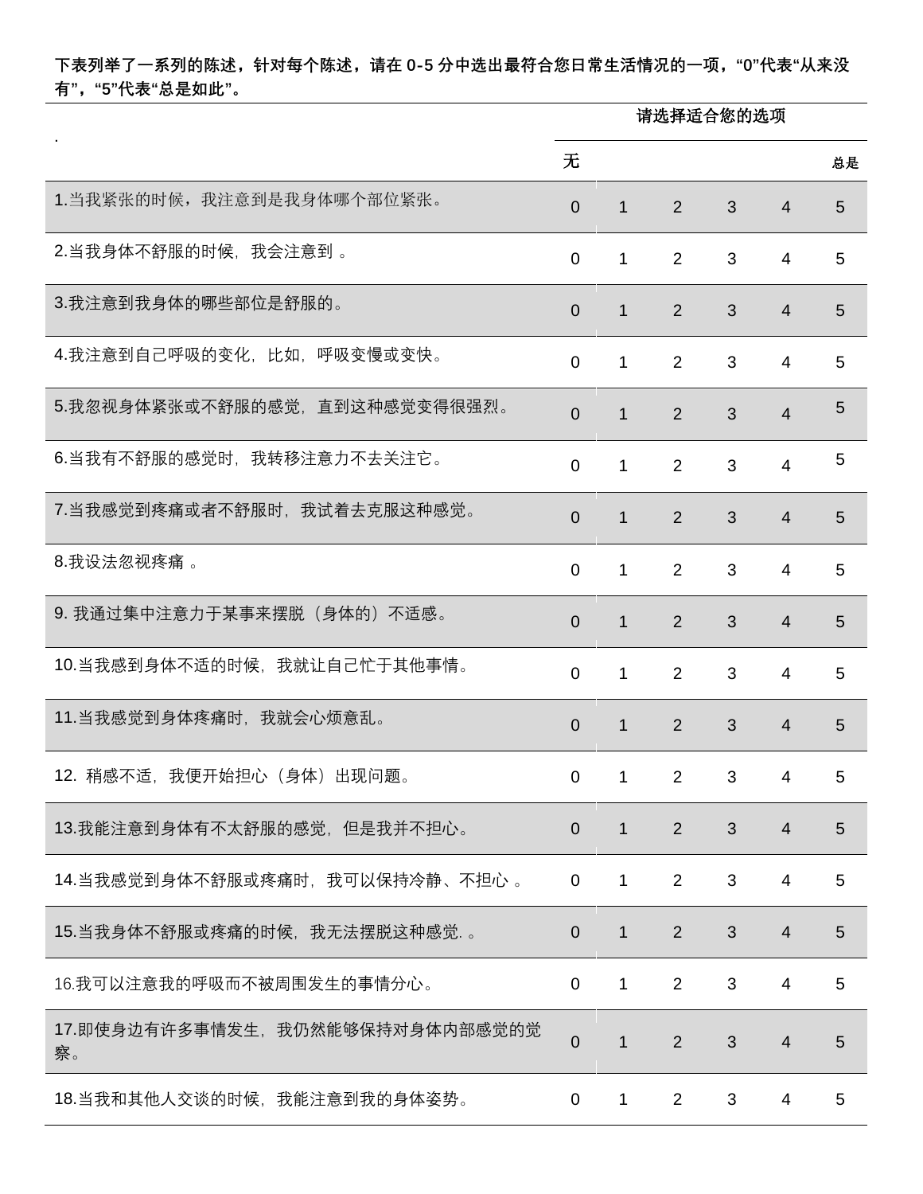**下表列举了一系列的陈述，针对每个陈述，请在 0-5 分中选出最符合您日常生活情况的一项，“0”代表“从来没有”，“5”代表“总是如此”。**

| . | 请选择适合您的选项 | | | | | |
|---|---|---|---|---|---|---|
| | 无 | | | | | 总是 |
| 1.当我紧张的时候，我注意到是我身体哪个部位紧张。 | 0 | 1 | 2 | 3 | 4 | 5 |
| 2.当我身体不舒服的时候，我会注意到 。 | 0 | 1 | 2 | 3 | 4 | 5 |
| 3.我注意到我身体的哪些部位是舒服的。 | 0 | 1 | 2 | 3 | 4 | 5 |
| 4.我注意到自己呼吸的变化，比如，呼吸变慢或变快。 | 0 | 1 | 2 | 3 | 4 | 5 |
| 5.我忽视身体紧张或不舒服的感觉，直到这种感觉变得很强烈。 | 0 | 1 | 2 | 3 | 4 | 5 |
| 6.当我有不舒服的感觉时，我转移注意力不去关注它。 | 0 | 1 | 2 | 3 | 4 | 5 |
| 7.当我感觉到疼痛或者不舒服时，我试着去克服这种感觉。 | 0 | 1 | 2 | 3 | 4 | 5 |
| 8.我设法忽视疼痛 。 | 0 | 1 | 2 | 3 | 4 | 5 |
| 9. 我通过集中注意力于某事来摆脱（身体的）不适感。 | 0 | 1 | 2 | 3 | 4 | 5 |
| 10.当我感到身体不适的时候，我就让自己忙于其他事情。 | 0 | 1 | 2 | 3 | 4 | 5 |
| 11.当我感觉到身体疼痛时，我就会心烦意乱。 | 0 | 1 | 2 | 3 | 4 | 5 |
| 12. 稍感不适，我便开始担心（身体）出现问题。 | 0 | 1 | 2 | 3 | 4 | 5 |
| 13.我能注意到身体有不太舒服的感觉，但是我并不担心。 | 0 | 1 | 2 | 3 | 4 | 5 |
| 14.当我感觉到身体不舒服或疼痛时，我可以保持冷静、不担心 。 | 0 | 1 | 2 | 3 | 4 | 5 |
| 15.当我身体不舒服或疼痛的时候，我无法摆脱这种感觉. 。 | 0 | 1 | 2 | 3 | 4 | 5 |
| 16.我可以注意我的呼吸而不被周围发生的事情分心。 | 0 | 1 | 2 | 3 | 4 | 5 |
| 17.即使身边有许多事情发生，我仍然能够保持对身体内部感觉的觉察。 | 0 | 1 | 2 | 3 | 4 | 5 |
| 18.当我和其他人交谈的时候，我能注意到我的身体姿势。 | 0 | 1 | 2 | 3 | 4 | 5 |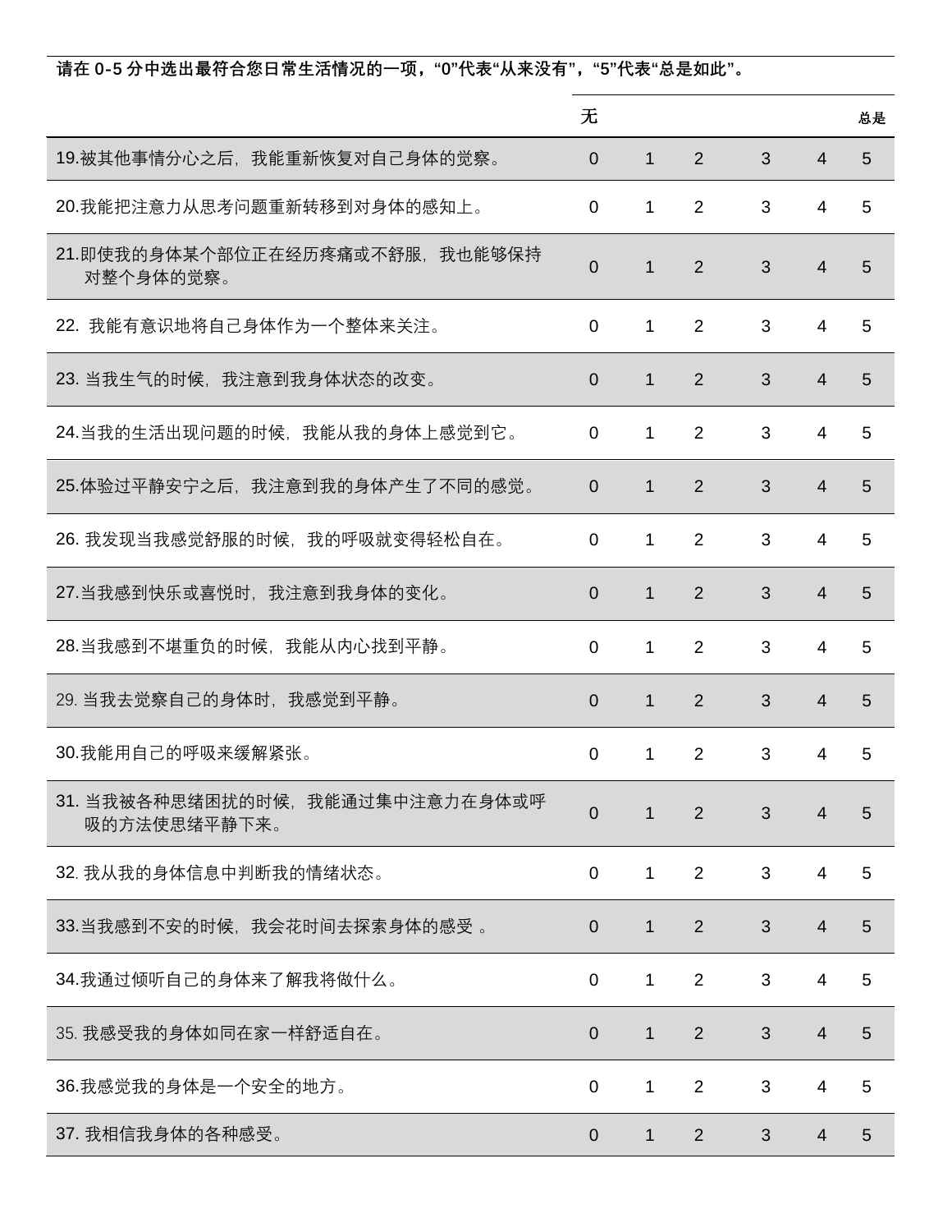**请在 0-5 分中选出最符合您日常生活情况的一项，“0”代表“从来没有”，“5”代表“总是如此”。**

| | 无 | | | | | 总是 |
|---|---|---|---|---|---|---|
| 19.被其他事情分心之后，我能重新恢复对自己身体的觉察。 | 0 | 1 | 2 | 3 | 4 | 5 |
| 20.我能把注意力从思考问题重新转移到对身体的感知上。 | 0 | 1 | 2 | 3 | 4 | 5 |
| 21.即使我的身体某个部位正在经历疼痛或不舒服，我也能够保持对整个身体的觉察。 | 0 | 1 | 2 | 3 | 4 | 5 |
| 22. 我能有意识地将自己身体作为一个整体来关注。 | 0 | 1 | 2 | 3 | 4 | 5 |
| 23. 当我生气的时候，我注意到我身体状态的改变。 | 0 | 1 | 2 | 3 | 4 | 5 |
| 24.当我的生活出现问题的时候，我能从我的身体上感觉到它。 | 0 | 1 | 2 | 3 | 4 | 5 |
| 25.体验过平静安宁之后，我注意到我的身体产生了不同的感觉。 | 0 | 1 | 2 | 3 | 4 | 5 |
| 26. 我发现当我感觉舒服的时候，我的呼吸就变得轻松自在。 | 0 | 1 | 2 | 3 | 4 | 5 |
| 27.当我感到快乐或喜悦时，我注意到我身体的变化。 | 0 | 1 | 2 | 3 | 4 | 5 |
| 28.当我感到不堪重负的时候，我能从内心找到平静。 | 0 | 1 | 2 | 3 | 4 | 5 |
| 29. 当我去觉察自己的身体时，我感觉到平静。 | 0 | 1 | 2 | 3 | 4 | 5 |
| 30.我能用自己的呼吸来缓解紧张。 | 0 | 1 | 2 | 3 | 4 | 5 |
| 31. 当我被各种思绪困扰的时候，我能通过集中注意力在身体或呼吸的方法使思绪平静下来。 | 0 | 1 | 2 | 3 | 4 | 5 |
| 32. 我从我的身体信息中判断我的情绪状态。 | 0 | 1 | 2 | 3 | 4 | 5 |
| 33.当我感到不安的时候，我会花时间去探索身体的感受 。 | 0 | 1 | 2 | 3 | 4 | 5 |
| 34.我通过倾听自己的身体来了解我将做什么。 | 0 | 1 | 2 | 3 | 4 | 5 |
| 35. 我感受我的身体如同在家一样舒适自在。 | 0 | 1 | 2 | 3 | 4 | 5 |
| 36.我感觉我的身体是一个安全的地方。 | 0 | 1 | 2 | 3 | 4 | 5 |
| 37. 我相信我身体的各种感受。 | 0 | 1 | 2 | 3 | 4 | 5 |